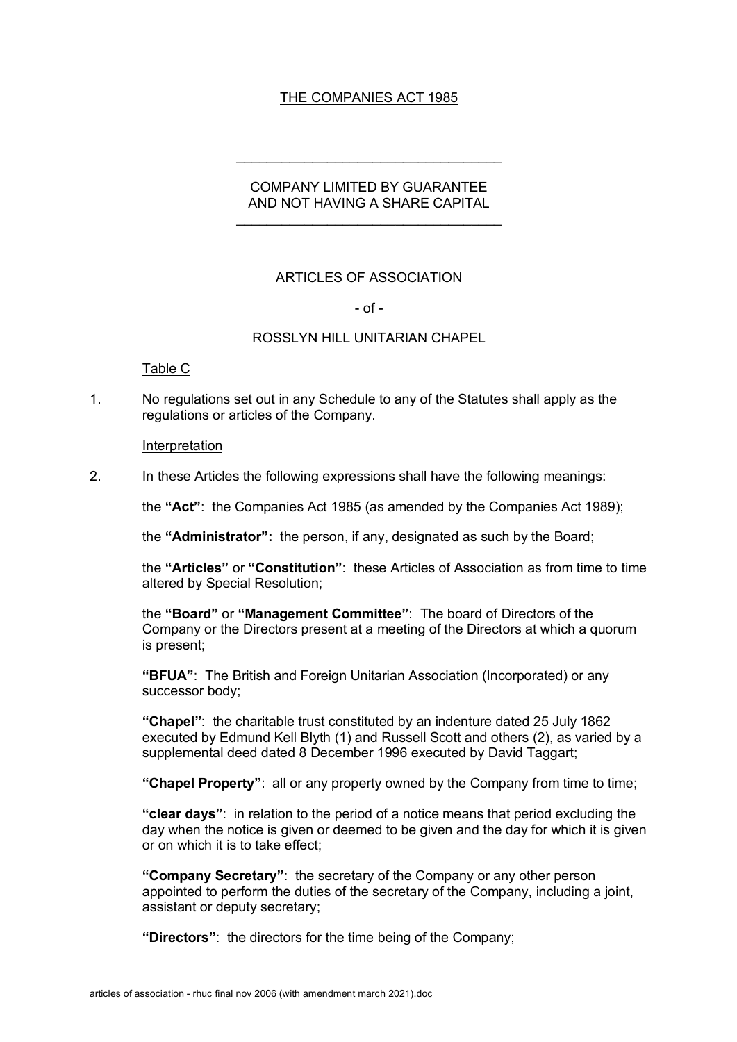THE COMPANIES ACT 1985

---

COMPANY LIMITED BY GUARANTEE
AND NOT HAVING A SHARE CAPITAL

---

ARTICLES OF ASSOCIATION

- of -

ROSSLYN HILL UNITARIAN CHAPEL

Table C

1. No regulations set out in any Schedule to any of the Statutes shall apply as the regulations or articles of the Company.

Interpretation

2. In these Articles the following expressions shall have the following meanings:

   the **"Act"**: the Companies Act 1985 (as amended by the Companies Act 1989);

   the **"Administrator":** the person, if any, designated as such by the Board;

   the **"Articles"** or **"Constitution"**: these Articles of Association as from time to time altered by Special Resolution;

   the **"Board"** or **"Management Committee"**: The board of Directors of the Company or the Directors present at a meeting of the Directors at which a quorum is present;

   **"BFUA"**: The British and Foreign Unitarian Association (Incorporated) or any successor body;

   **"Chapel"**: the charitable trust constituted by an indenture dated 25 July 1862 executed by Edmund Kell Blyth (1) and Russell Scott and others (2), as varied by a supplemental deed dated 8 December 1996 executed by David Taggart;

   **"Chapel Property"**: all or any property owned by the Company from time to time;

   **"clear days"**: in relation to the period of a notice means that period excluding the day when the notice is given or deemed to be given and the day for which it is given or on which it is to take effect;

   **"Company Secretary"**: the secretary of the Company or any other person appointed to perform the duties of the secretary of the Company, including a joint, assistant or deputy secretary;

   **"Directors"**: the directors for the time being of the Company;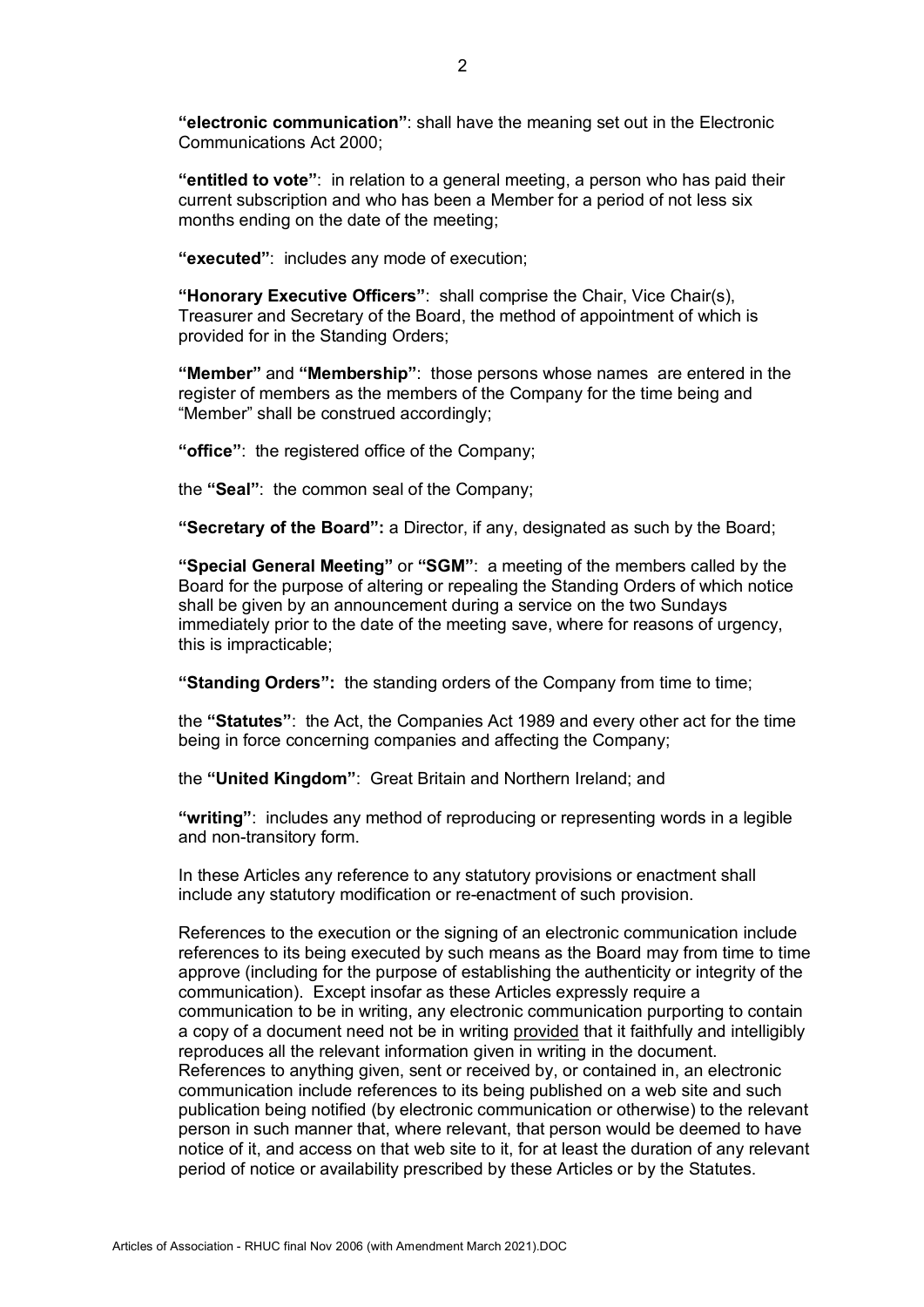**"electronic communication"**: shall have the meaning set out in the Electronic Communications Act 2000;

**"entitled to vote"**: in relation to a general meeting, a person who has paid their current subscription and who has been a Member for a period of not less six months ending on the date of the meeting;

**"executed"**: includes any mode of execution;

**"Honorary Executive Officers"**: shall comprise the Chair, Vice Chair(s), Treasurer and Secretary of the Board, the method of appointment of which is provided for in the Standing Orders;

**"Member"** and **"Membership"**: those persons whose names are entered in the register of members as the members of the Company for the time being and "Member" shall be construed accordingly;

**"office"**: the registered office of the Company;

the **"Seal"**: the common seal of the Company;

**"Secretary of the Board":** a Director, if any, designated as such by the Board;

**"Special General Meeting"** or **"SGM"**: a meeting of the members called by the Board for the purpose of altering or repealing the Standing Orders of which notice shall be given by an announcement during a service on the two Sundays immediately prior to the date of the meeting save, where for reasons of urgency, this is impracticable;

**"Standing Orders":** the standing orders of the Company from time to time;

the **"Statutes"**: the Act, the Companies Act 1989 and every other act for the time being in force concerning companies and affecting the Company;

the **"United Kingdom"**: Great Britain and Northern Ireland; and

**"writing"**: includes any method of reproducing or representing words in a legible and non-transitory form.

In these Articles any reference to any statutory provisions or enactment shall include any statutory modification or re-enactment of such provision.

References to the execution or the signing of an electronic communication include references to its being executed by such means as the Board may from time to time approve (including for the purpose of establishing the authenticity or integrity of the communication). Except insofar as these Articles expressly require a communication to be in writing, any electronic communication purporting to contain a copy of a document need not be in writing provided that it faithfully and intelligibly reproduces all the relevant information given in writing in the document. References to anything given, sent or received by, or contained in, an electronic communication include references to its being published on a web site and such publication being notified (by electronic communication or otherwise) to the relevant person in such manner that, where relevant, that person would be deemed to have notice of it, and access on that web site to it, for at least the duration of any relevant period of notice or availability prescribed by these Articles or by the Statutes.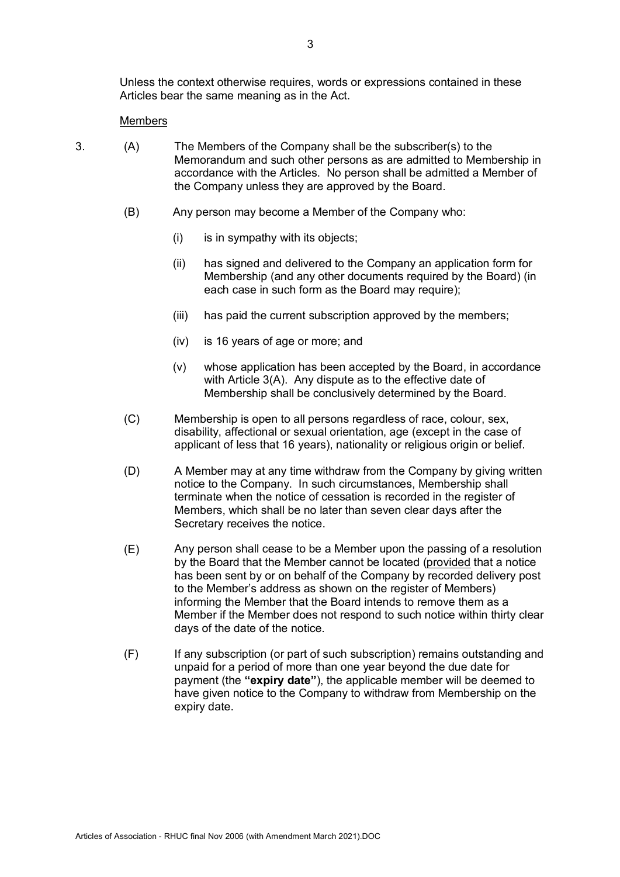Unless the context otherwise requires, words or expressions contained in these Articles bear the same meaning as in the Act.

Members

3. (A) The Members of the Company shall be the subscriber(s) to the Memorandum and such other persons as are admitted to Membership in accordance with the Articles. No person shall be admitted a Member of the Company unless they are approved by the Board.

(B) Any person may become a Member of the Company who:

(i) is in sympathy with its objects;

(ii) has signed and delivered to the Company an application form for Membership (and any other documents required by the Board) (in each case in such form as the Board may require);

(iii) has paid the current subscription approved by the members;

(iv) is 16 years of age or more; and

(v) whose application has been accepted by the Board, in accordance with Article 3(A). Any dispute as to the effective date of Membership shall be conclusively determined by the Board.

(C) Membership is open to all persons regardless of race, colour, sex, disability, affectional or sexual orientation, age (except in the case of applicant of less that 16 years), nationality or religious origin or belief.

(D) A Member may at any time withdraw from the Company by giving written notice to the Company. In such circumstances, Membership shall terminate when the notice of cessation is recorded in the register of Members, which shall be no later than seven clear days after the Secretary receives the notice.

(E) Any person shall cease to be a Member upon the passing of a resolution by the Board that the Member cannot be located (provided that a notice has been sent by or on behalf of the Company by recorded delivery post to the Member's address as shown on the register of Members) informing the Member that the Board intends to remove them as a Member if the Member does not respond to such notice within thirty clear days of the date of the notice.

(F) If any subscription (or part of such subscription) remains outstanding and unpaid for a period of more than one year beyond the due date for payment (the **"expiry date"**), the applicable member will be deemed to have given notice to the Company to withdraw from Membership on the expiry date.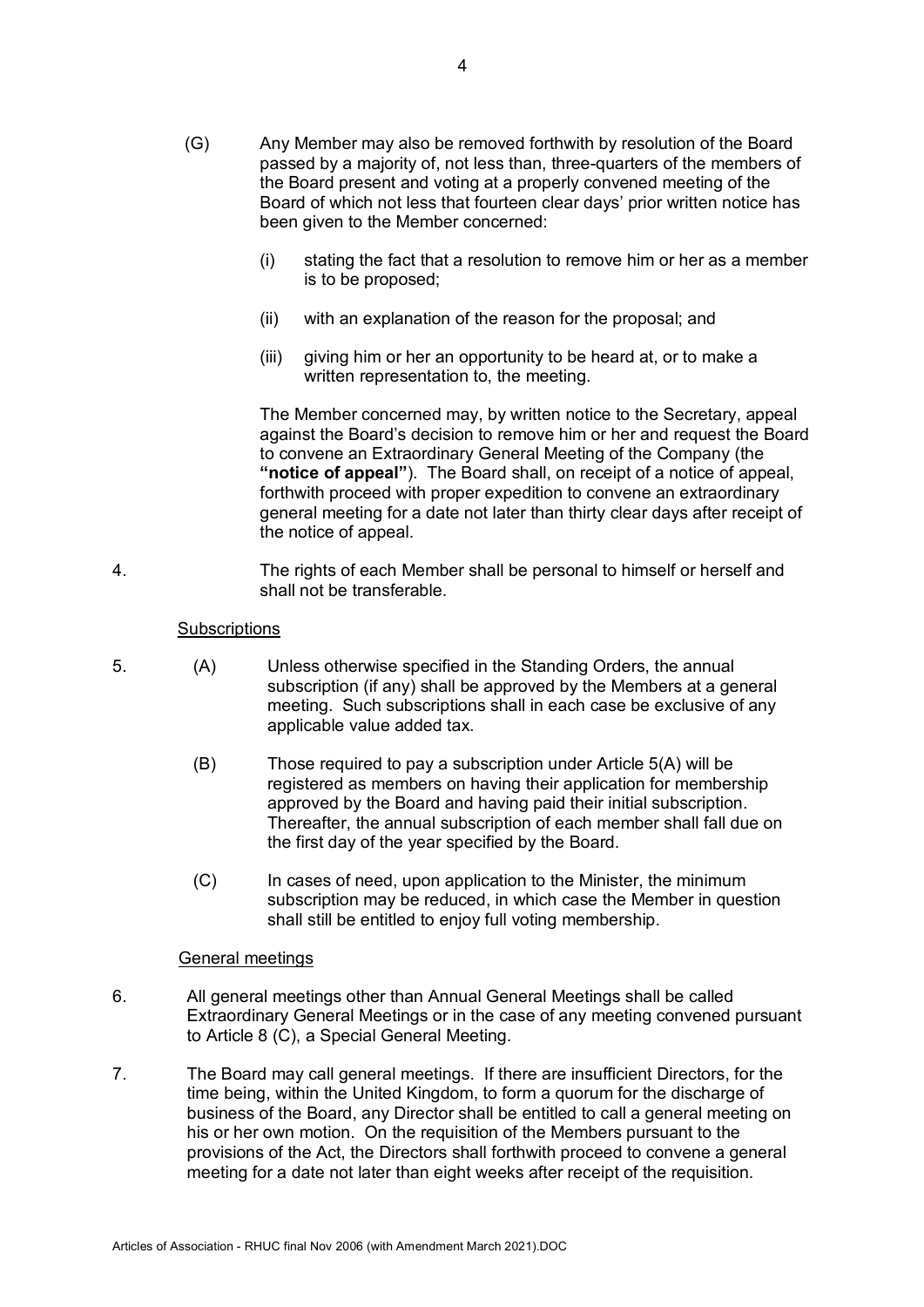(G) Any Member may also be removed forthwith by resolution of the Board passed by a majority of, not less than, three-quarters of the members of the Board present and voting at a properly convened meeting of the Board of which not less that fourteen clear days' prior written notice has been given to the Member concerned:

   (i) stating the fact that a resolution to remove him or her as a member is to be proposed;

   (ii) with an explanation of the reason for the proposal; and

   (iii) giving him or her an opportunity to be heard at, or to make a written representation to, the meeting.

   The Member concerned may, by written notice to the Secretary, appeal against the Board's decision to remove him or her and request the Board to convene an Extraordinary General Meeting of the Company (the **"notice of appeal"**). The Board shall, on receipt of a notice of appeal, forthwith proceed with proper expedition to convene an extraordinary general meeting for a date not later than thirty clear days after receipt of the notice of appeal.

4. The rights of each Member shall be personal to himself or herself and shall not be transferable.

<u>Subscriptions</u>

5. (A) Unless otherwise specified in the Standing Orders, the annual subscription (if any) shall be approved by the Members at a general meeting. Such subscriptions shall in each case be exclusive of any applicable value added tax.

   (B) Those required to pay a subscription under Article 5(A) will be registered as members on having their application for membership approved by the Board and having paid their initial subscription. Thereafter, the annual subscription of each member shall fall due on the first day of the year specified by the Board.

   (C) In cases of need, upon application to the Minister, the minimum subscription may be reduced, in which case the Member in question shall still be entitled to enjoy full voting membership.

<u>General meetings</u>

6. All general meetings other than Annual General Meetings shall be called Extraordinary General Meetings or in the case of any meeting convened pursuant to Article 8 (C), a Special General Meeting.

7. The Board may call general meetings. If there are insufficient Directors, for the time being, within the United Kingdom, to form a quorum for the discharge of business of the Board, any Director shall be entitled to call a general meeting on his or her own motion. On the requisition of the Members pursuant to the provisions of the Act, the Directors shall forthwith proceed to convene a general meeting for a date not later than eight weeks after receipt of the requisition.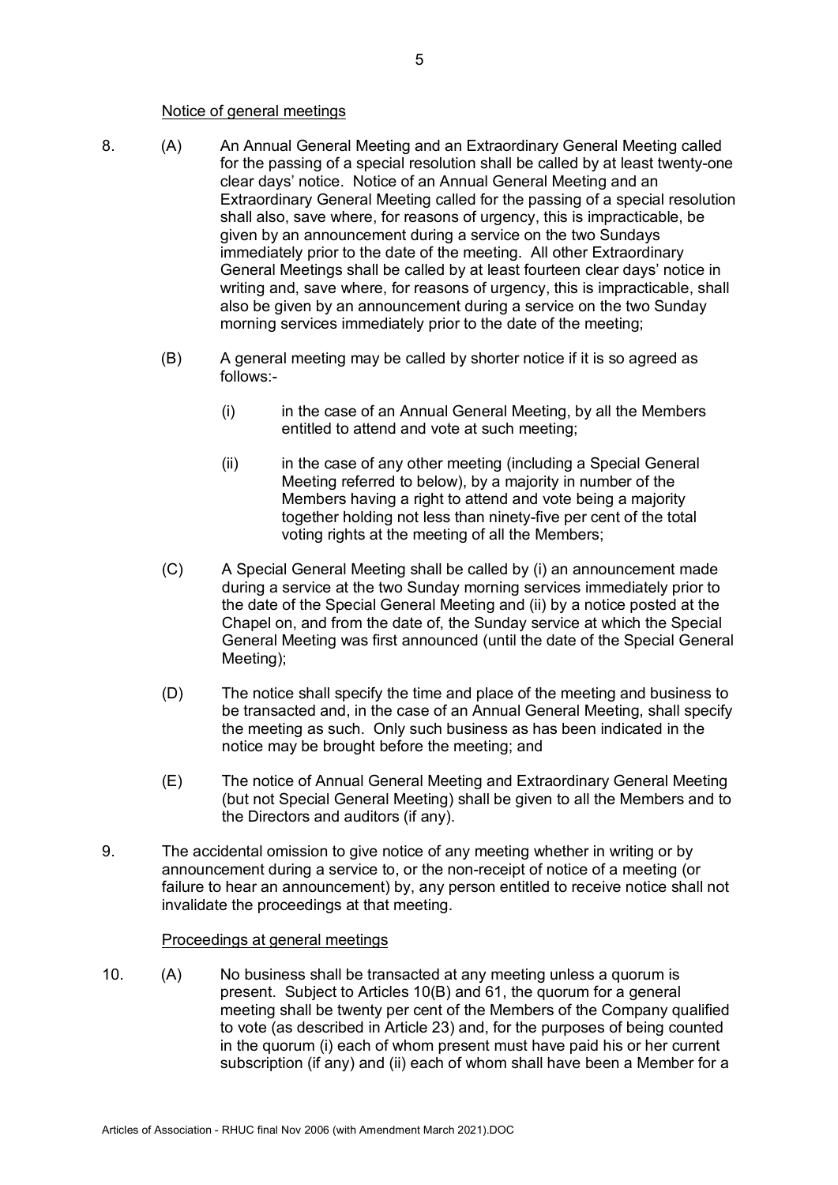Notice of general meetings

8. (A) An Annual General Meeting and an Extraordinary General Meeting called for the passing of a special resolution shall be called by at least twenty-one clear days' notice. Notice of an Annual General Meeting and an Extraordinary General Meeting called for the passing of a special resolution shall also, save where, for reasons of urgency, this is impracticable, be given by an announcement during a service on the two Sundays immediately prior to the date of the meeting. All other Extraordinary General Meetings shall be called by at least fourteen clear days' notice in writing and, save where, for reasons of urgency, this is impracticable, shall also be given by an announcement during a service on the two Sunday morning services immediately prior to the date of the meeting;

(B) A general meeting may be called by shorter notice if it is so agreed as follows:-

(i) in the case of an Annual General Meeting, by all the Members entitled to attend and vote at such meeting;

(ii) in the case of any other meeting (including a Special General Meeting referred to below), by a majority in number of the Members having a right to attend and vote being a majority together holding not less than ninety-five per cent of the total voting rights at the meeting of all the Members;

(C) A Special General Meeting shall be called by (i) an announcement made during a service at the two Sunday morning services immediately prior to the date of the Special General Meeting and (ii) by a notice posted at the Chapel on, and from the date of, the Sunday service at which the Special General Meeting was first announced (until the date of the Special General Meeting);

(D) The notice shall specify the time and place of the meeting and business to be transacted and, in the case of an Annual General Meeting, shall specify the meeting as such. Only such business as has been indicated in the notice may be brought before the meeting; and

(E) The notice of Annual General Meeting and Extraordinary General Meeting (but not Special General Meeting) shall be given to all the Members and to the Directors and auditors (if any).

9. The accidental omission to give notice of any meeting whether in writing or by announcement during a service to, or the non-receipt of notice of a meeting (or failure to hear an announcement) by, any person entitled to receive notice shall not invalidate the proceedings at that meeting.

Proceedings at general meetings

10. (A) No business shall be transacted at any meeting unless a quorum is present. Subject to Articles 10(B) and 61, the quorum for a general meeting shall be twenty per cent of the Members of the Company qualified to vote (as described in Article 23) and, for the purposes of being counted in the quorum (i) each of whom present must have paid his or her current subscription (if any) and (ii) each of whom shall have been a Member for a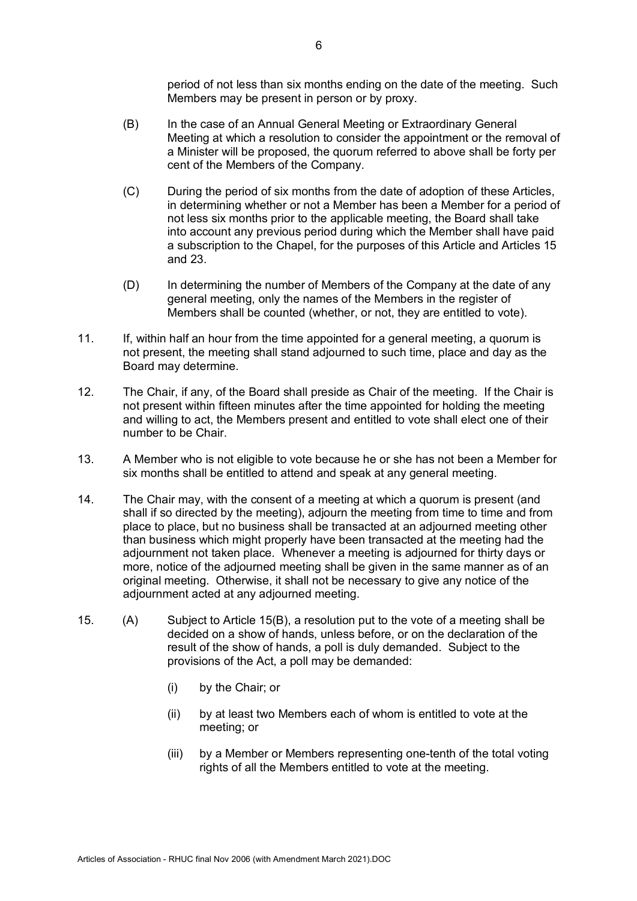period of not less than six months ending on the date of the meeting. Such Members may be present in person or by proxy.

(B) In the case of an Annual General Meeting or Extraordinary General Meeting at which a resolution to consider the appointment or the removal of a Minister will be proposed, the quorum referred to above shall be forty per cent of the Members of the Company.

(C) During the period of six months from the date of adoption of these Articles, in determining whether or not a Member has been a Member for a period of not less six months prior to the applicable meeting, the Board shall take into account any previous period during which the Member shall have paid a subscription to the Chapel, for the purposes of this Article and Articles 15 and 23.

(D) In determining the number of Members of the Company at the date of any general meeting, only the names of the Members in the register of Members shall be counted (whether, or not, they are entitled to vote).

11. If, within half an hour from the time appointed for a general meeting, a quorum is not present, the meeting shall stand adjourned to such time, place and day as the Board may determine.

12. The Chair, if any, of the Board shall preside as Chair of the meeting. If the Chair is not present within fifteen minutes after the time appointed for holding the meeting and willing to act, the Members present and entitled to vote shall elect one of their number to be Chair.

13. A Member who is not eligible to vote because he or she has not been a Member for six months shall be entitled to attend and speak at any general meeting.

14. The Chair may, with the consent of a meeting at which a quorum is present (and shall if so directed by the meeting), adjourn the meeting from time to time and from place to place, but no business shall be transacted at an adjourned meeting other than business which might properly have been transacted at the meeting had the adjournment not taken place. Whenever a meeting is adjourned for thirty days or more, notice of the adjourned meeting shall be given in the same manner as of an original meeting. Otherwise, it shall not be necessary to give any notice of the adjournment acted at any adjourned meeting.

15. (A) Subject to Article 15(B), a resolution put to the vote of a meeting shall be decided on a show of hands, unless before, or on the declaration of the result of the show of hands, a poll is duly demanded. Subject to the provisions of the Act, a poll may be demanded:

(i) by the Chair; or

(ii) by at least two Members each of whom is entitled to vote at the meeting; or

(iii) by a Member or Members representing one-tenth of the total voting rights of all the Members entitled to vote at the meeting.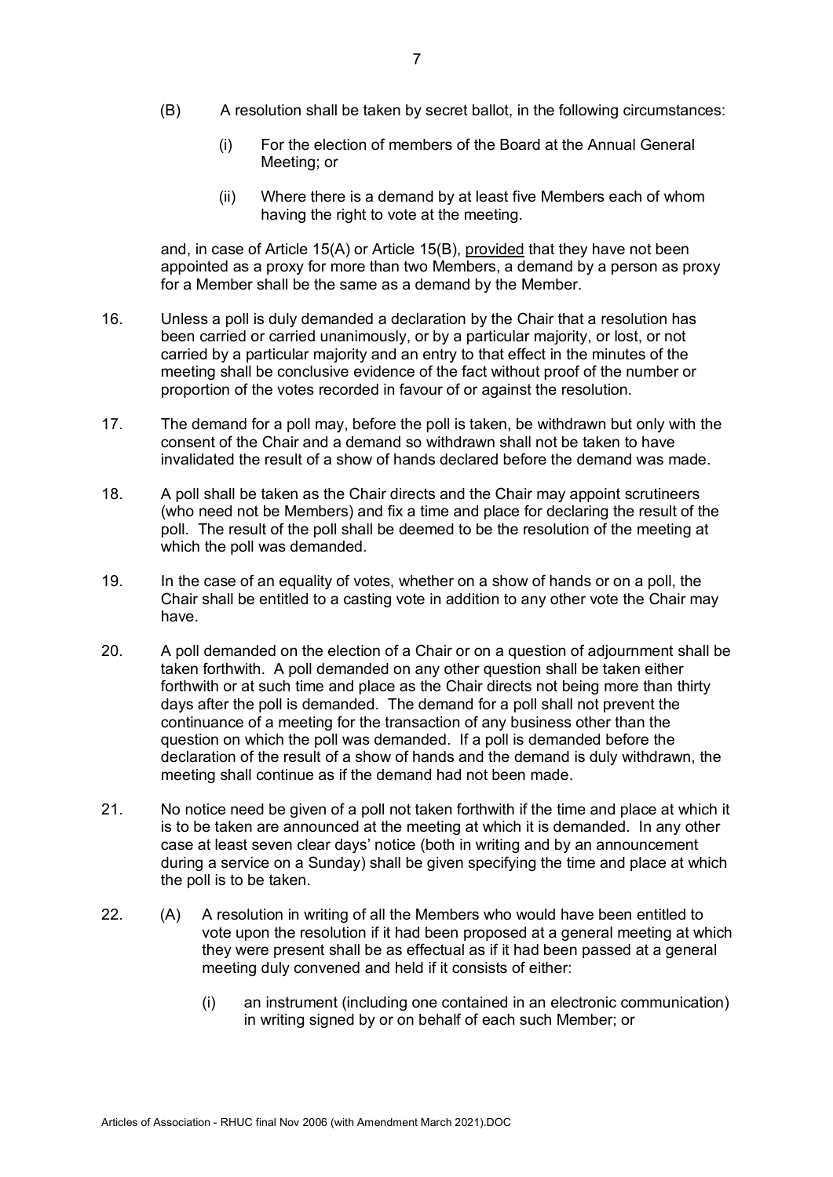(B) A resolution shall be taken by secret ballot, in the following circumstances:

   (i) For the election of members of the Board at the Annual General Meeting; or

   (ii) Where there is a demand by at least five Members each of whom having the right to vote at the meeting.

and, in case of Article 15(A) or Article 15(B), provided that they have not been appointed as a proxy for more than two Members, a demand by a person as proxy for a Member shall be the same as a demand by the Member.

16. Unless a poll is duly demanded a declaration by the Chair that a resolution has been carried or carried unanimously, or by a particular majority, or lost, or not carried by a particular majority and an entry to that effect in the minutes of the meeting shall be conclusive evidence of the fact without proof of the number or proportion of the votes recorded in favour of or against the resolution.

17. The demand for a poll may, before the poll is taken, be withdrawn but only with the consent of the Chair and a demand so withdrawn shall not be taken to have invalidated the result of a show of hands declared before the demand was made.

18. A poll shall be taken as the Chair directs and the Chair may appoint scrutineers (who need not be Members) and fix a time and place for declaring the result of the poll. The result of the poll shall be deemed to be the resolution of the meeting at which the poll was demanded.

19. In the case of an equality of votes, whether on a show of hands or on a poll, the Chair shall be entitled to a casting vote in addition to any other vote the Chair may have.

20. A poll demanded on the election of a Chair or on a question of adjournment shall be taken forthwith. A poll demanded on any other question shall be taken either forthwith or at such time and place as the Chair directs not being more than thirty days after the poll is demanded. The demand for a poll shall not prevent the continuance of a meeting for the transaction of any business other than the question on which the poll was demanded. If a poll is demanded before the declaration of the result of a show of hands and the demand is duly withdrawn, the meeting shall continue as if the demand had not been made.

21. No notice need be given of a poll not taken forthwith if the time and place at which it is to be taken are announced at the meeting at which it is demanded. In any other case at least seven clear days' notice (both in writing and by an announcement during a service on a Sunday) shall be given specifying the time and place at which the poll is to be taken.

22. (A) A resolution in writing of all the Members who would have been entitled to vote upon the resolution if it had been proposed at a general meeting at which they were present shall be as effectual as if it had been passed at a general meeting duly convened and held if it consists of either:

   (i) an instrument (including one contained in an electronic communication) in writing signed by or on behalf of each such Member; or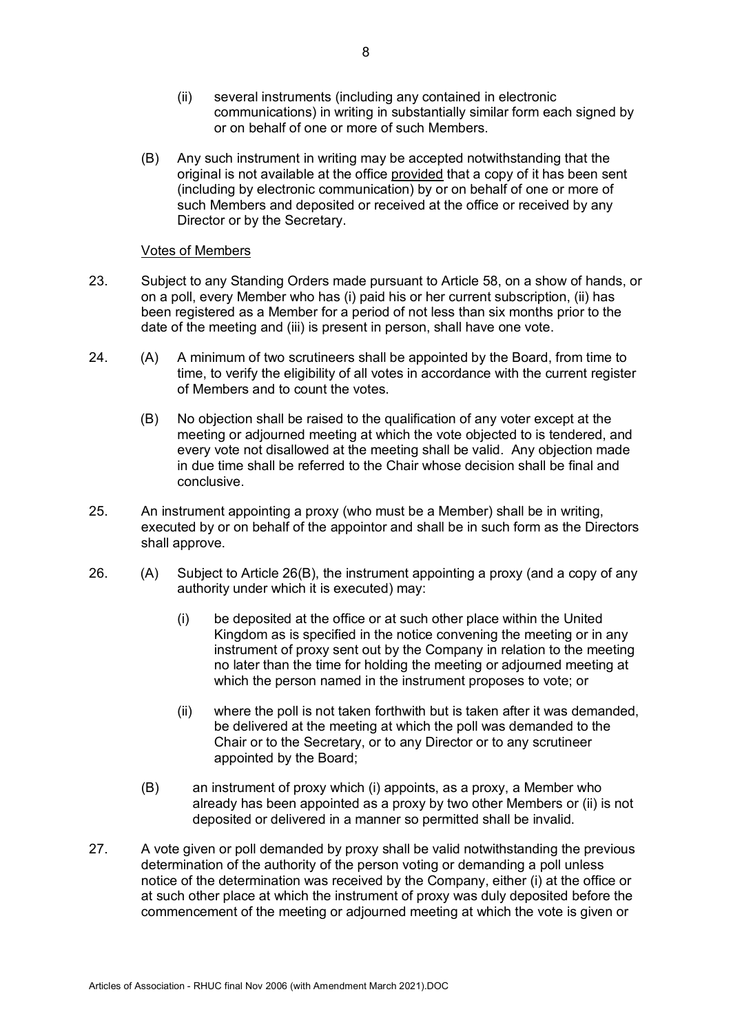(ii) several instruments (including any contained in electronic communications) in writing in substantially similar form each signed by or on behalf of one or more of such Members.

(B) Any such instrument in writing may be accepted notwithstanding that the original is not available at the office <u>provided</u> that a copy of it has been sent (including by electronic communication) by or on behalf of one or more of such Members and deposited or received at the office or received by any Director or by the Secretary.

<u>Votes of Members</u>

23. Subject to any Standing Orders made pursuant to Article 58, on a show of hands, or on a poll, every Member who has (i) paid his or her current subscription, (ii) has been registered as a Member for a period of not less than six months prior to the date of the meeting and (iii) is present in person, shall have one vote.

24. (A) A minimum of two scrutineers shall be appointed by the Board, from time to time, to verify the eligibility of all votes in accordance with the current register of Members and to count the votes.

(B) No objection shall be raised to the qualification of any voter except at the meeting or adjourned meeting at which the vote objected to is tendered, and every vote not disallowed at the meeting shall be valid. Any objection made in due time shall be referred to the Chair whose decision shall be final and conclusive.

25. An instrument appointing a proxy (who must be a Member) shall be in writing, executed by or on behalf of the appointor and shall be in such form as the Directors shall approve.

26. (A) Subject to Article 26(B), the instrument appointing a proxy (and a copy of any authority under which it is executed) may:

(i) be deposited at the office or at such other place within the United Kingdom as is specified in the notice convening the meeting or in any instrument of proxy sent out by the Company in relation to the meeting no later than the time for holding the meeting or adjourned meeting at which the person named in the instrument proposes to vote; or

(ii) where the poll is not taken forthwith but is taken after it was demanded, be delivered at the meeting at which the poll was demanded to the Chair or to the Secretary, or to any Director or to any scrutineer appointed by the Board;

(B) an instrument of proxy which (i) appoints, as a proxy, a Member who already has been appointed as a proxy by two other Members or (ii) is not deposited or delivered in a manner so permitted shall be invalid.

27. A vote given or poll demanded by proxy shall be valid notwithstanding the previous determination of the authority of the person voting or demanding a poll unless notice of the determination was received by the Company, either (i) at the office or at such other place at which the instrument of proxy was duly deposited before the commencement of the meeting or adjourned meeting at which the vote is given or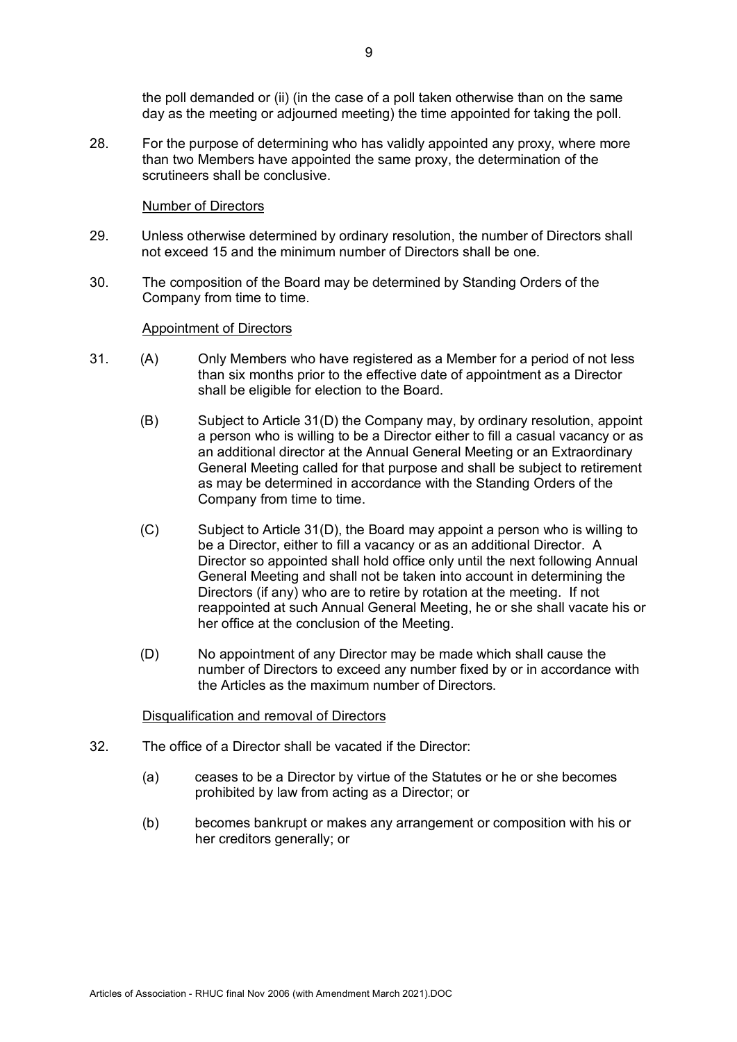the poll demanded or (ii) (in the case of a poll taken otherwise than on the same day as the meeting or adjourned meeting) the time appointed for taking the poll.

28. For the purpose of determining who has validly appointed any proxy, where more than two Members have appointed the same proxy, the determination of the scrutineers shall be conclusive.

Number of Directors

29. Unless otherwise determined by ordinary resolution, the number of Directors shall not exceed 15 and the minimum number of Directors shall be one.

30. The composition of the Board may be determined by Standing Orders of the Company from time to time.

Appointment of Directors

31. (A) Only Members who have registered as a Member for a period of not less than six months prior to the effective date of appointment as a Director shall be eligible for election to the Board.

(B) Subject to Article 31(D) the Company may, by ordinary resolution, appoint a person who is willing to be a Director either to fill a casual vacancy or as an additional director at the Annual General Meeting or an Extraordinary General Meeting called for that purpose and shall be subject to retirement as may be determined in accordance with the Standing Orders of the Company from time to time.

(C) Subject to Article 31(D), the Board may appoint a person who is willing to be a Director, either to fill a vacancy or as an additional Director. A Director so appointed shall hold office only until the next following Annual General Meeting and shall not be taken into account in determining the Directors (if any) who are to retire by rotation at the meeting. If not reappointed at such Annual General Meeting, he or she shall vacate his or her office at the conclusion of the Meeting.

(D) No appointment of any Director may be made which shall cause the number of Directors to exceed any number fixed by or in accordance with the Articles as the maximum number of Directors.

Disqualification and removal of Directors

32. The office of a Director shall be vacated if the Director:

(a) ceases to be a Director by virtue of the Statutes or he or she becomes prohibited by law from acting as a Director; or

(b) becomes bankrupt or makes any arrangement or composition with his or her creditors generally; or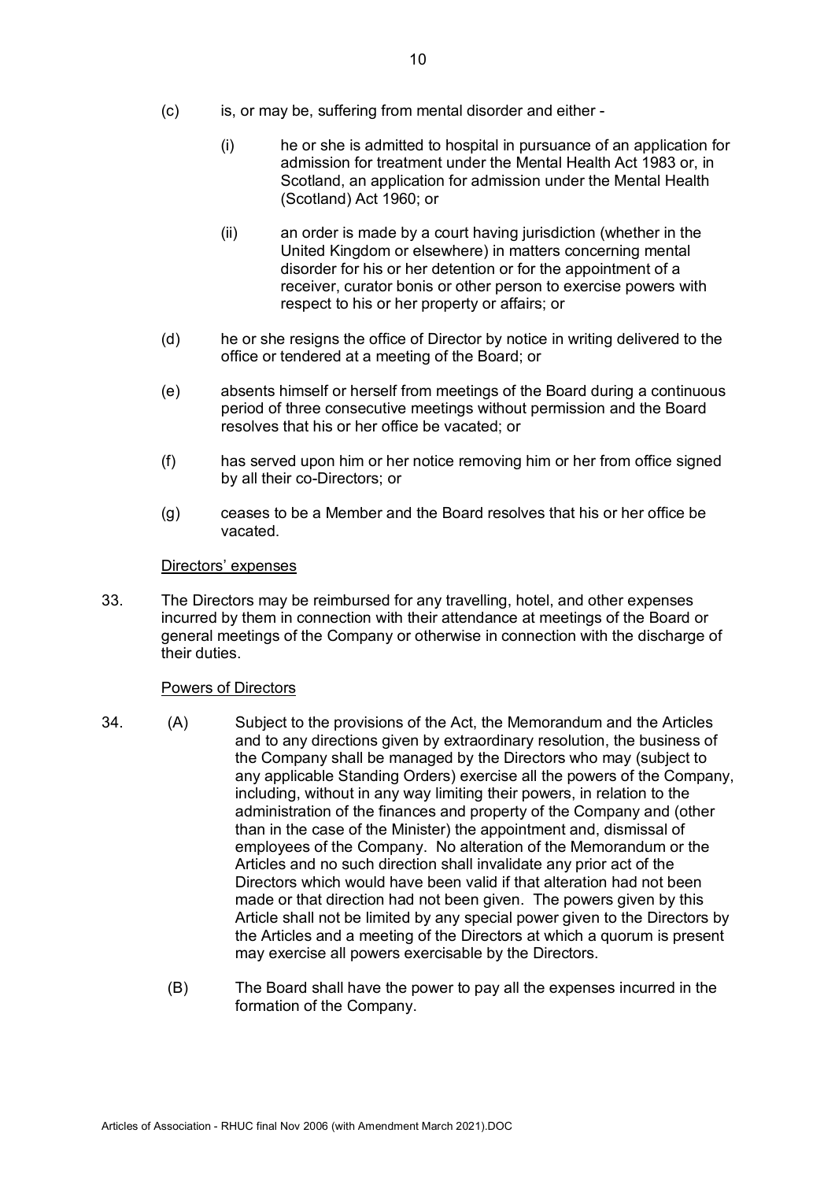(c) is, or may be, suffering from mental disorder and either -

   (i) he or she is admitted to hospital in pursuance of an application for admission for treatment under the Mental Health Act 1983 or, in Scotland, an application for admission under the Mental Health (Scotland) Act 1960; or

   (ii) an order is made by a court having jurisdiction (whether in the United Kingdom or elsewhere) in matters concerning mental disorder for his or her detention or for the appointment of a receiver, curator bonis or other person to exercise powers with respect to his or her property or affairs; or

(d) he or she resigns the office of Director by notice in writing delivered to the office or tendered at a meeting of the Board; or

(e) absents himself or herself from meetings of the Board during a continuous period of three consecutive meetings without permission and the Board resolves that his or her office be vacated; or

(f) has served upon him or her notice removing him or her from office signed by all their co-Directors; or

(g) ceases to be a Member and the Board resolves that his or her office be vacated.

<u>Directors' expenses</u>

33. The Directors may be reimbursed for any travelling, hotel, and other expenses incurred by them in connection with their attendance at meetings of the Board or general meetings of the Company or otherwise in connection with the discharge of their duties.

<u>Powers of Directors</u>

34. (A) Subject to the provisions of the Act, the Memorandum and the Articles and to any directions given by extraordinary resolution, the business of the Company shall be managed by the Directors who may (subject to any applicable Standing Orders) exercise all the powers of the Company, including, without in any way limiting their powers, in relation to the administration of the finances and property of the Company and (other than in the case of the Minister) the appointment and, dismissal of employees of the Company. No alteration of the Memorandum or the Articles and no such direction shall invalidate any prior act of the Directors which would have been valid if that alteration had not been made or that direction had not been given. The powers given by this Article shall not be limited by any special power given to the Directors by the Articles and a meeting of the Directors at which a quorum is present may exercise all powers exercisable by the Directors.

   (B) The Board shall have the power to pay all the expenses incurred in the formation of the Company.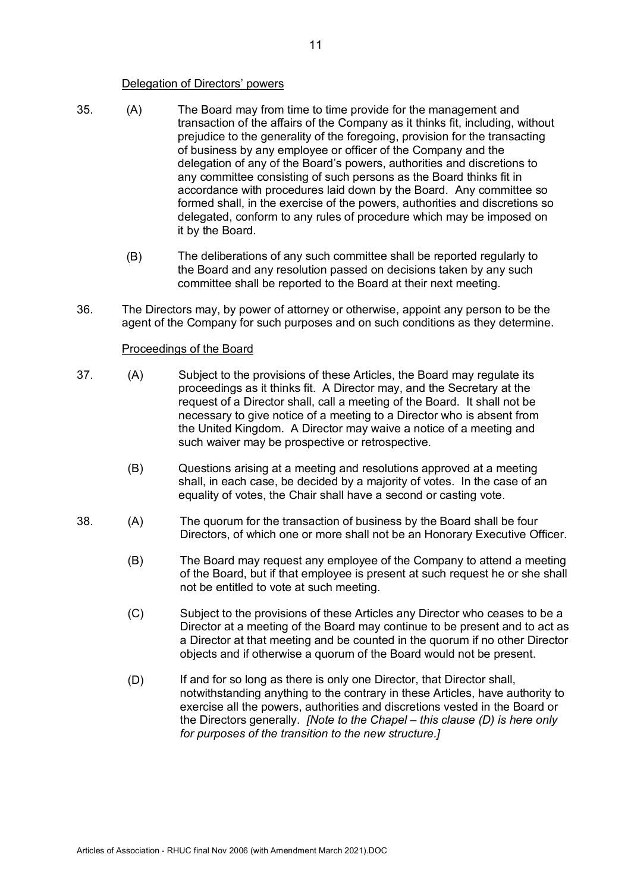Delegation of Directors' powers

35. (A) The Board may from time to time provide for the management and transaction of the affairs of the Company as it thinks fit, including, without prejudice to the generality of the foregoing, provision for the transacting of business by any employee or officer of the Company and the delegation of any of the Board's powers, authorities and discretions to any committee consisting of such persons as the Board thinks fit in accordance with procedures laid down by the Board. Any committee so formed shall, in the exercise of the powers, authorities and discretions so delegated, conform to any rules of procedure which may be imposed on it by the Board.

(B) The deliberations of any such committee shall be reported regularly to the Board and any resolution passed on decisions taken by any such committee shall be reported to the Board at their next meeting.

36. The Directors may, by power of attorney or otherwise, appoint any person to be the agent of the Company for such purposes and on such conditions as they determine.

Proceedings of the Board

37. (A) Subject to the provisions of these Articles, the Board may regulate its proceedings as it thinks fit. A Director may, and the Secretary at the request of a Director shall, call a meeting of the Board. It shall not be necessary to give notice of a meeting to a Director who is absent from the United Kingdom. A Director may waive a notice of a meeting and such waiver may be prospective or retrospective.

(B) Questions arising at a meeting and resolutions approved at a meeting shall, in each case, be decided by a majority of votes. In the case of an equality of votes, the Chair shall have a second or casting vote.

38. (A) The quorum for the transaction of business by the Board shall be four Directors, of which one or more shall not be an Honorary Executive Officer.

(B) The Board may request any employee of the Company to attend a meeting of the Board, but if that employee is present at such request he or she shall not be entitled to vote at such meeting.

(C) Subject to the provisions of these Articles any Director who ceases to be a Director at a meeting of the Board may continue to be present and to act as a Director at that meeting and be counted in the quorum if no other Director objects and if otherwise a quorum of the Board would not be present.

(D) If and for so long as there is only one Director, that Director shall, notwithstanding anything to the contrary in these Articles, have authority to exercise all the powers, authorities and discretions vested in the Board or the Directors generally. *[Note to the Chapel – this clause (D) is here only for purposes of the transition to the new structure.]*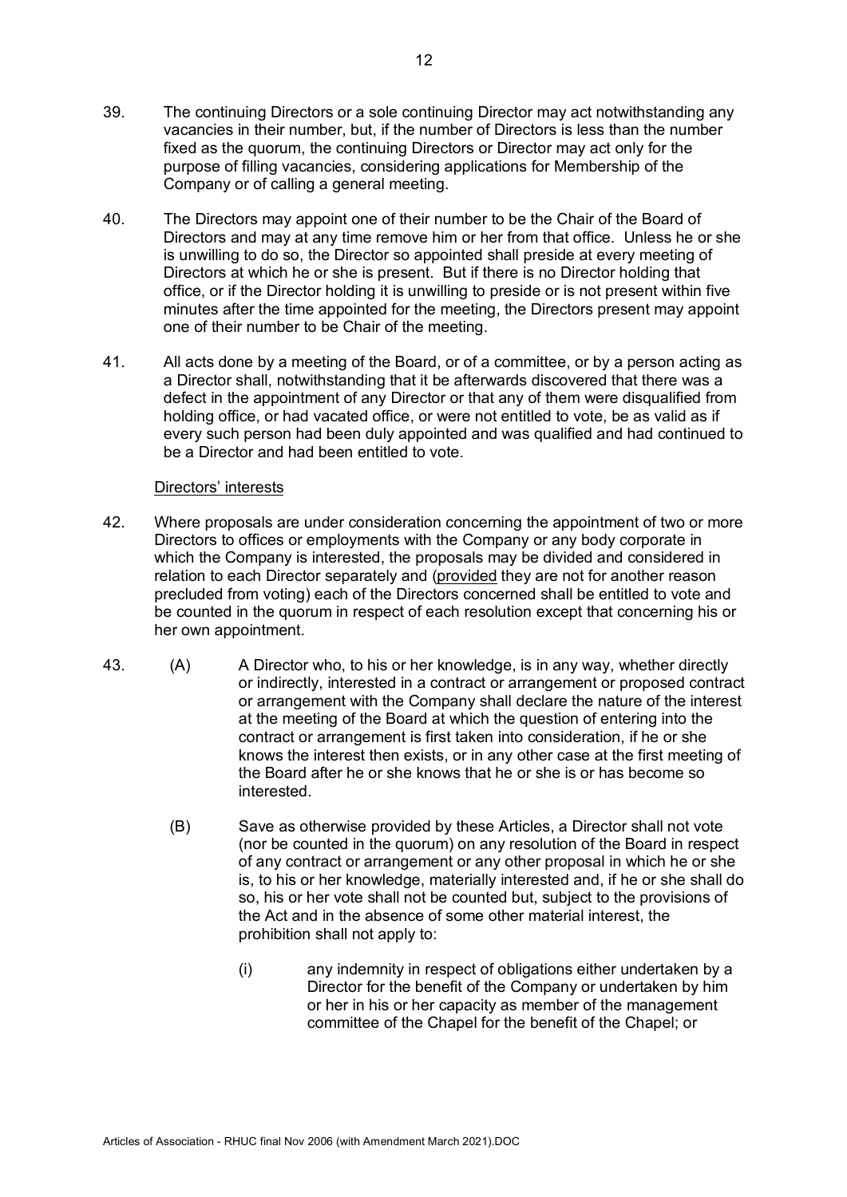39. The continuing Directors or a sole continuing Director may act notwithstanding any vacancies in their number, but, if the number of Directors is less than the number fixed as the quorum, the continuing Directors or Director may act only for the purpose of filling vacancies, considering applications for Membership of the Company or of calling a general meeting.

40. The Directors may appoint one of their number to be the Chair of the Board of Directors and may at any time remove him or her from that office. Unless he or she is unwilling to do so, the Director so appointed shall preside at every meeting of Directors at which he or she is present. But if there is no Director holding that office, or if the Director holding it is unwilling to preside or is not present within five minutes after the time appointed for the meeting, the Directors present may appoint one of their number to be Chair of the meeting.

41. All acts done by a meeting of the Board, or of a committee, or by a person acting as a Director shall, notwithstanding that it be afterwards discovered that there was a defect in the appointment of any Director or that any of them were disqualified from holding office, or had vacated office, or were not entitled to vote, be as valid as if every such person had been duly appointed and was qualified and had continued to be a Director and had been entitled to vote.

<u>Directors' interests</u>

42. Where proposals are under consideration concerning the appointment of two or more Directors to offices or employments with the Company or any body corporate in which the Company is interested, the proposals may be divided and considered in relation to each Director separately and (<u>provided</u> they are not for another reason precluded from voting) each of the Directors concerned shall be entitled to vote and be counted in the quorum in respect of each resolution except that concerning his or her own appointment.

43. (A) A Director who, to his or her knowledge, is in any way, whether directly or indirectly, interested in a contract or arrangement or proposed contract or arrangement with the Company shall declare the nature of the interest at the meeting of the Board at which the question of entering into the contract or arrangement is first taken into consideration, if he or she knows the interest then exists, or in any other case at the first meeting of the Board after he or she knows that he or she is or has become so interested.

    (B) Save as otherwise provided by these Articles, a Director shall not vote (nor be counted in the quorum) on any resolution of the Board in respect of any contract or arrangement or any other proposal in which he or she is, to his or her knowledge, materially interested and, if he or she shall do so, his or her vote shall not be counted but, subject to the provisions of the Act and in the absence of some other material interest, the prohibition shall not apply to:

        (i) any indemnity in respect of obligations either undertaken by a Director for the benefit of the Company or undertaken by him or her in his or her capacity as member of the management committee of the Chapel for the benefit of the Chapel; or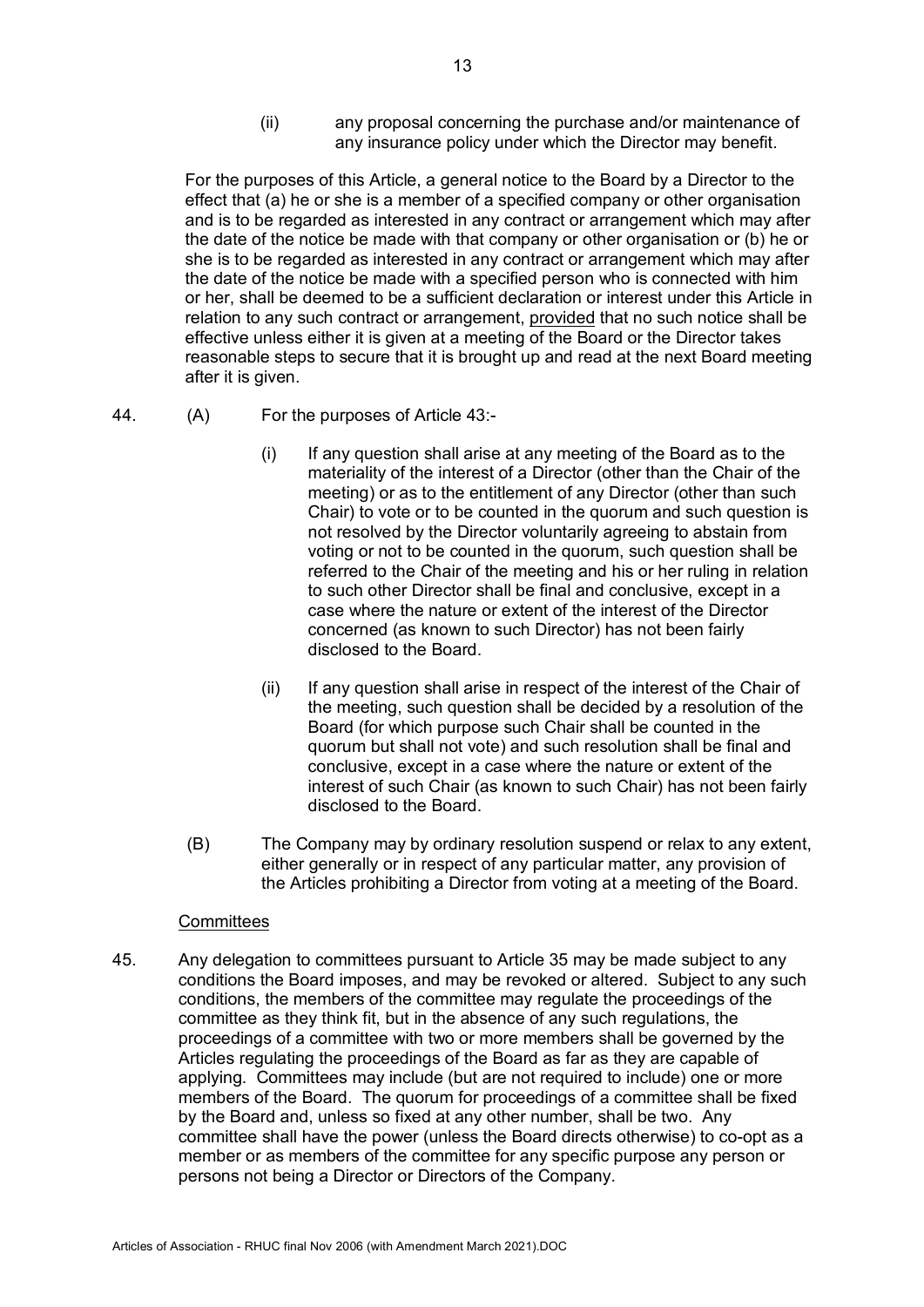(ii) any proposal concerning the purchase and/or maintenance of any insurance policy under which the Director may benefit.

For the purposes of this Article, a general notice to the Board by a Director to the effect that (a) he or she is a member of a specified company or other organisation and is to be regarded as interested in any contract or arrangement which may after the date of the notice be made with that company or other organisation or (b) he or she is to be regarded as interested in any contract or arrangement which may after the date of the notice be made with a specified person who is connected with him or her, shall be deemed to be a sufficient declaration or interest under this Article in relation to any such contract or arrangement, provided that no such notice shall be effective unless either it is given at a meeting of the Board or the Director takes reasonable steps to secure that it is brought up and read at the next Board meeting after it is given.

44. (A) For the purposes of Article 43:-

(i) If any question shall arise at any meeting of the Board as to the materiality of the interest of a Director (other than the Chair of the meeting) or as to the entitlement of any Director (other than such Chair) to vote or to be counted in the quorum and such question is not resolved by the Director voluntarily agreeing to abstain from voting or not to be counted in the quorum, such question shall be referred to the Chair of the meeting and his or her ruling in relation to such other Director shall be final and conclusive, except in a case where the nature or extent of the interest of the Director concerned (as known to such Director) has not been fairly disclosed to the Board.

(ii) If any question shall arise in respect of the interest of the Chair of the meeting, such question shall be decided by a resolution of the Board (for which purpose such Chair shall be counted in the quorum but shall not vote) and such resolution shall be final and conclusive, except in a case where the nature or extent of the interest of such Chair (as known to such Chair) has not been fairly disclosed to the Board.

(B) The Company may by ordinary resolution suspend or relax to any extent, either generally or in respect of any particular matter, any provision of the Articles prohibiting a Director from voting at a meeting of the Board.

## Committees

45. Any delegation to committees pursuant to Article 35 may be made subject to any conditions the Board imposes, and may be revoked or altered. Subject to any such conditions, the members of the committee may regulate the proceedings of the committee as they think fit, but in the absence of any such regulations, the proceedings of a committee with two or more members shall be governed by the Articles regulating the proceedings of the Board as far as they are capable of applying. Committees may include (but are not required to include) one or more members of the Board. The quorum for proceedings of a committee shall be fixed by the Board and, unless so fixed at any other number, shall be two. Any committee shall have the power (unless the Board directs otherwise) to co-opt as a member or as members of the committee for any specific purpose any person or persons not being a Director or Directors of the Company.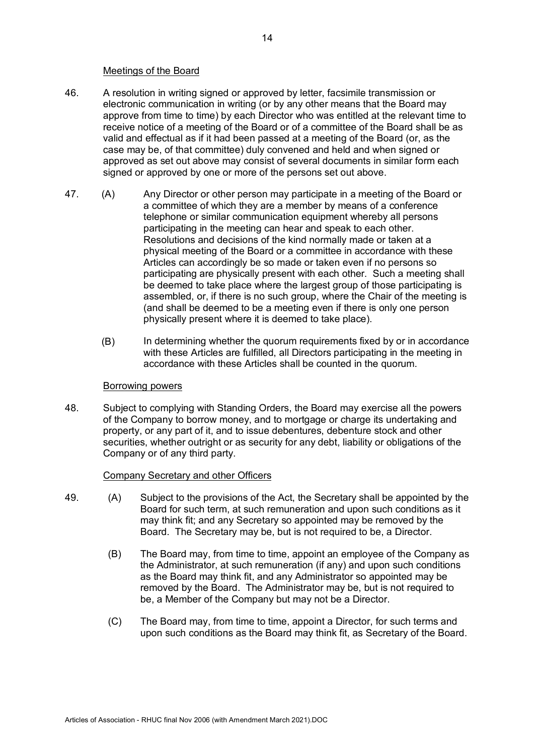Meetings of the Board

46. A resolution in writing signed or approved by letter, facsimile transmission or electronic communication in writing (or by any other means that the Board may approve from time to time) by each Director who was entitled at the relevant time to receive notice of a meeting of the Board or of a committee of the Board shall be as valid and effectual as if it had been passed at a meeting of the Board (or, as the case may be, of that committee) duly convened and held and when signed or approved as set out above may consist of several documents in similar form each signed or approved by one or more of the persons set out above.

47. (A) Any Director or other person may participate in a meeting of the Board or a committee of which they are a member by means of a conference telephone or similar communication equipment whereby all persons participating in the meeting can hear and speak to each other. Resolutions and decisions of the kind normally made or taken at a physical meeting of the Board or a committee in accordance with these Articles can accordingly be so made or taken even if no persons so participating are physically present with each other. Such a meeting shall be deemed to take place where the largest group of those participating is assembled, or, if there is no such group, where the Chair of the meeting is (and shall be deemed to be a meeting even if there is only one person physically present where it is deemed to take place).

(B) In determining whether the quorum requirements fixed by or in accordance with these Articles are fulfilled, all Directors participating in the meeting in accordance with these Articles shall be counted in the quorum.

Borrowing powers

48. Subject to complying with Standing Orders, the Board may exercise all the powers of the Company to borrow money, and to mortgage or charge its undertaking and property, or any part of it, and to issue debentures, debenture stock and other securities, whether outright or as security for any debt, liability or obligations of the Company or of any third party.

Company Secretary and other Officers

49. (A) Subject to the provisions of the Act, the Secretary shall be appointed by the Board for such term, at such remuneration and upon such conditions as it may think fit; and any Secretary so appointed may be removed by the Board. The Secretary may be, but is not required to be, a Director.

(B) The Board may, from time to time, appoint an employee of the Company as the Administrator, at such remuneration (if any) and upon such conditions as the Board may think fit, and any Administrator so appointed may be removed by the Board. The Administrator may be, but is not required to be, a Member of the Company but may not be a Director.

(C) The Board may, from time to time, appoint a Director, for such terms and upon such conditions as the Board may think fit, as Secretary of the Board.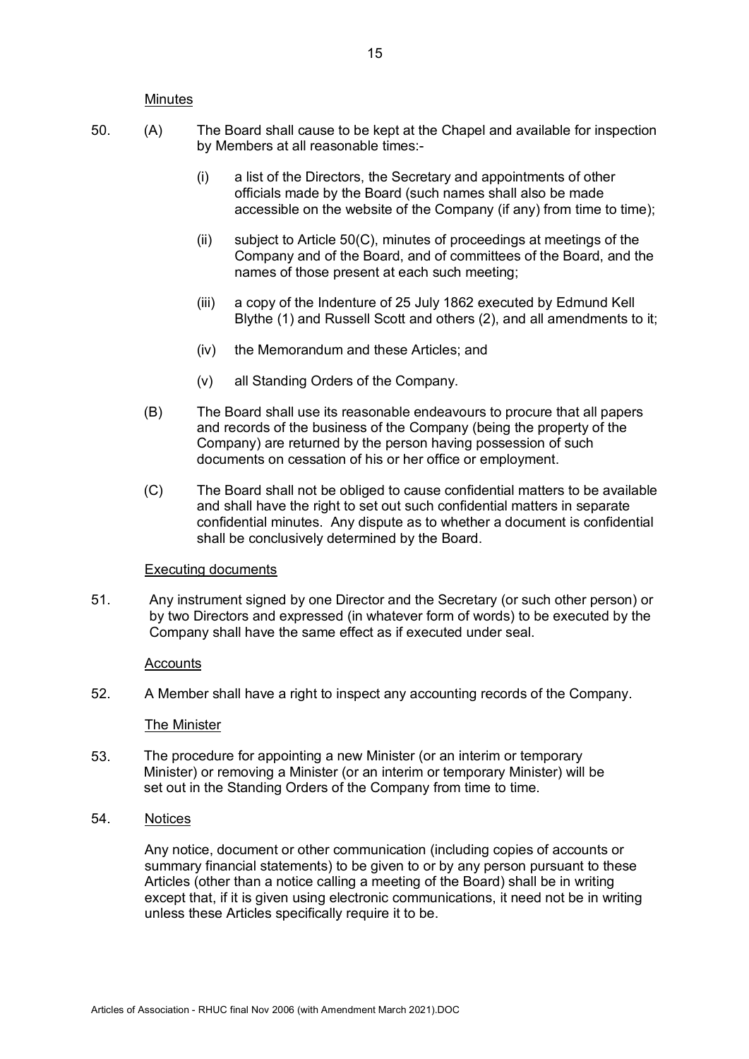Minutes

50. (A) The Board shall cause to be kept at the Chapel and available for inspection by Members at all reasonable times:-

    (i) a list of the Directors, the Secretary and appointments of other officials made by the Board (such names shall also be made accessible on the website of the Company (if any) from time to time);

    (ii) subject to Article 50(C), minutes of proceedings at meetings of the Company and of the Board, and of committees of the Board, and the names of those present at each such meeting;

    (iii) a copy of the Indenture of 25 July 1862 executed by Edmund Kell Blythe (1) and Russell Scott and others (2), and all amendments to it;

    (iv) the Memorandum and these Articles; and

    (v) all Standing Orders of the Company.

    (B) The Board shall use its reasonable endeavours to procure that all papers and records of the business of the Company (being the property of the Company) are returned by the person having possession of such documents on cessation of his or her office or employment.

    (C) The Board shall not be obliged to cause confidential matters to be available and shall have the right to set out such confidential matters in separate confidential minutes. Any dispute as to whether a document is confidential shall be conclusively determined by the Board.

Executing documents

51. Any instrument signed by one Director and the Secretary (or such other person) or by two Directors and expressed (in whatever form of words) to be executed by the Company shall have the same effect as if executed under seal.

Accounts

52. A Member shall have a right to inspect any accounting records of the Company.

The Minister

53. The procedure for appointing a new Minister (or an interim or temporary Minister) or removing a Minister (or an interim or temporary Minister) will be set out in the Standing Orders of the Company from time to time.

54. Notices

Any notice, document or other communication (including copies of accounts or summary financial statements) to be given to or by any person pursuant to these Articles (other than a notice calling a meeting of the Board) shall be in writing except that, if it is given using electronic communications, it need not be in writing unless these Articles specifically require it to be.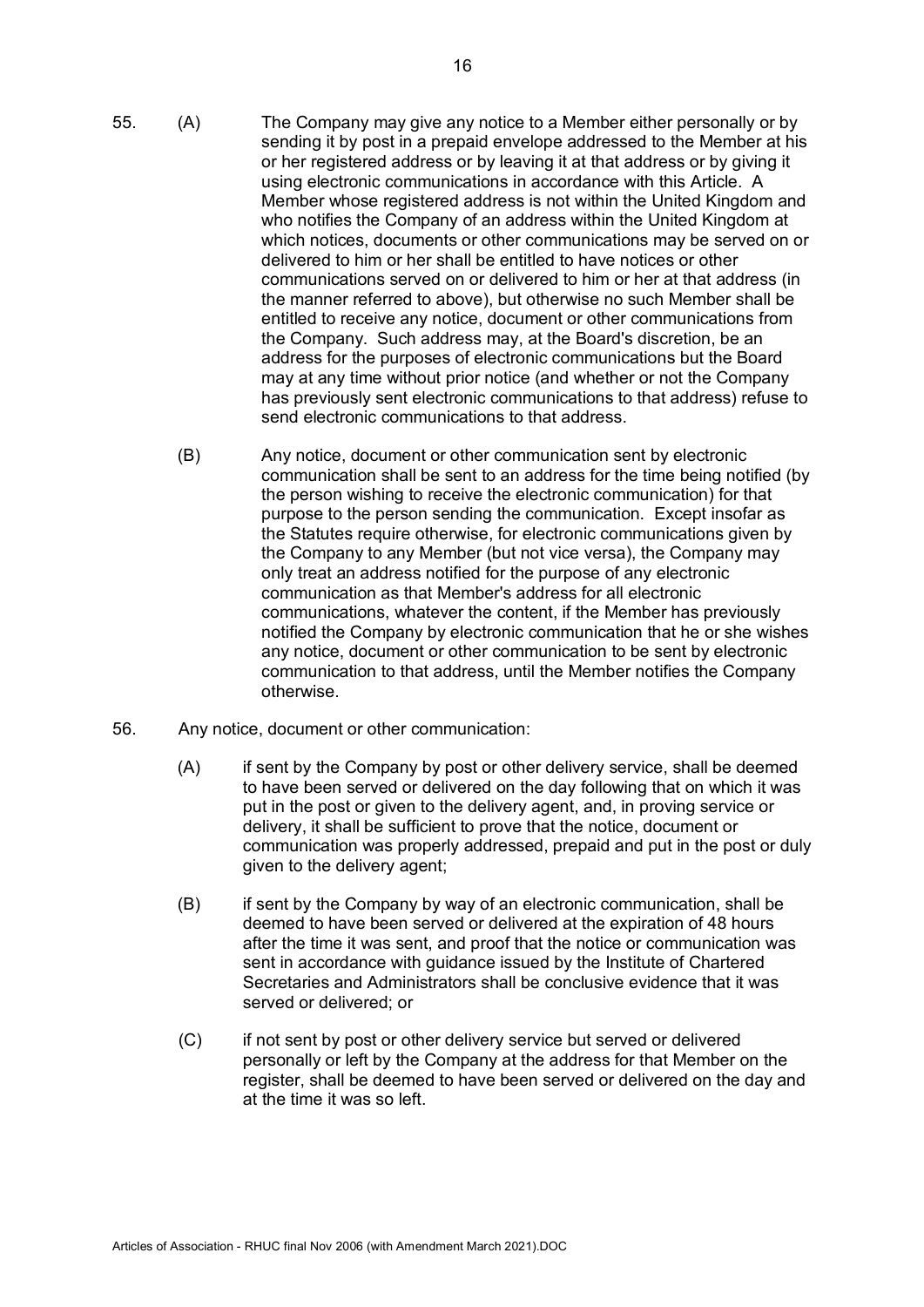55. (A) The Company may give any notice to a Member either personally or by sending it by post in a prepaid envelope addressed to the Member at his or her registered address or by leaving it at that address or by giving it using electronic communications in accordance with this Article. A Member whose registered address is not within the United Kingdom and who notifies the Company of an address within the United Kingdom at which notices, documents or other communications may be served on or delivered to him or her shall be entitled to have notices or other communications served on or delivered to him or her at that address (in the manner referred to above), but otherwise no such Member shall be entitled to receive any notice, document or other communications from the Company. Such address may, at the Board's discretion, be an address for the purposes of electronic communications but the Board may at any time without prior notice (and whether or not the Company has previously sent electronic communications to that address) refuse to send electronic communications to that address.

(B) Any notice, document or other communication sent by electronic communication shall be sent to an address for the time being notified (by the person wishing to receive the electronic communication) for that purpose to the person sending the communication. Except insofar as the Statutes require otherwise, for electronic communications given by the Company to any Member (but not vice versa), the Company may only treat an address notified for the purpose of any electronic communication as that Member's address for all electronic communications, whatever the content, if the Member has previously notified the Company by electronic communication that he or she wishes any notice, document or other communication to be sent by electronic communication to that address, until the Member notifies the Company otherwise.

56. Any notice, document or other communication:

(A) if sent by the Company by post or other delivery service, shall be deemed to have been served or delivered on the day following that on which it was put in the post or given to the delivery agent, and, in proving service or delivery, it shall be sufficient to prove that the notice, document or communication was properly addressed, prepaid and put in the post or duly given to the delivery agent;

(B) if sent by the Company by way of an electronic communication, shall be deemed to have been served or delivered at the expiration of 48 hours after the time it was sent, and proof that the notice or communication was sent in accordance with guidance issued by the Institute of Chartered Secretaries and Administrators shall be conclusive evidence that it was served or delivered; or

(C) if not sent by post or other delivery service but served or delivered personally or left by the Company at the address for that Member on the register, shall be deemed to have been served or delivered on the day and at the time it was so left.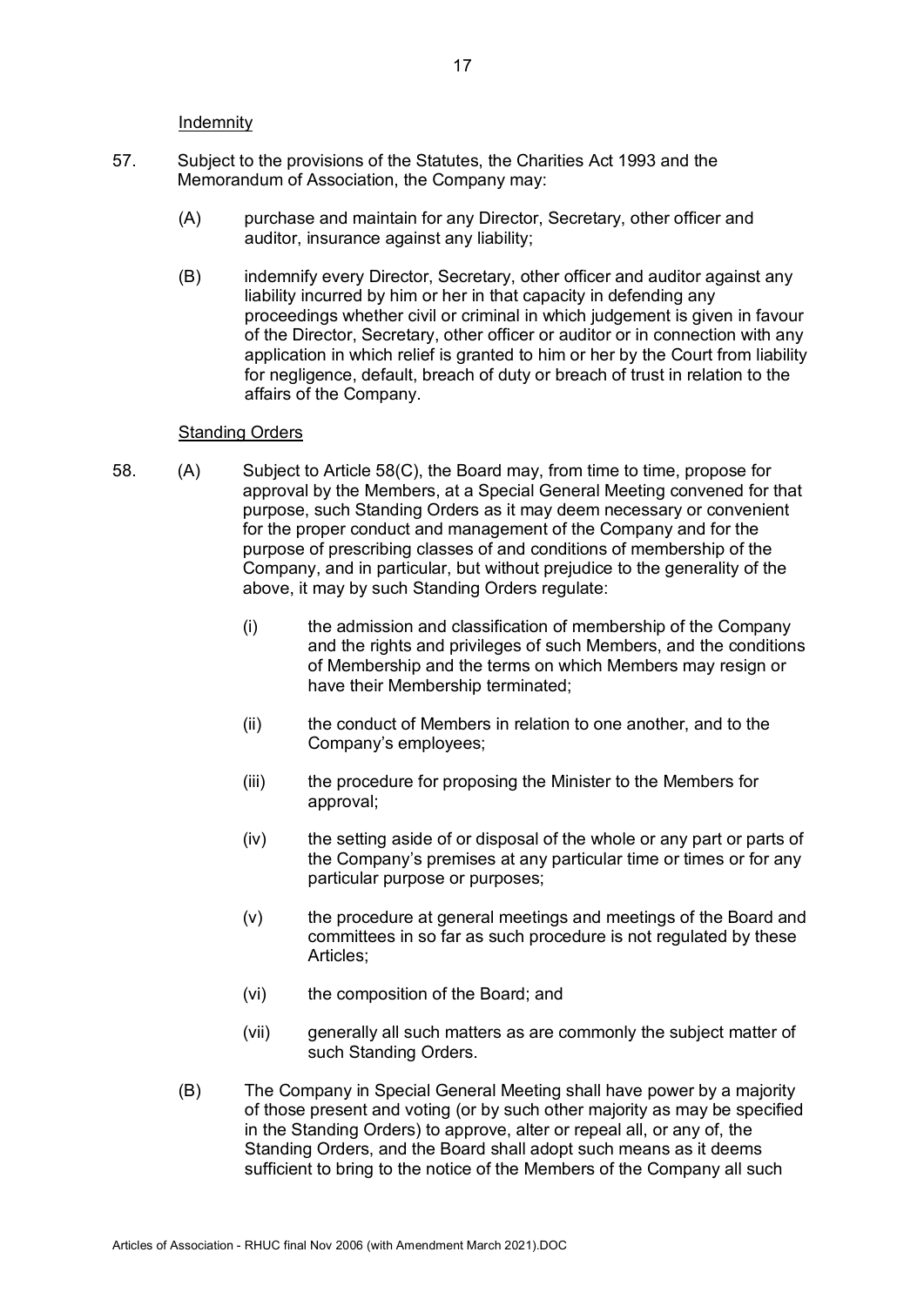## Indemnity

57. Subject to the provisions of the Statutes, the Charities Act 1993 and the Memorandum of Association, the Company may:

    (A) purchase and maintain for any Director, Secretary, other officer and auditor, insurance against any liability;

    (B) indemnify every Director, Secretary, other officer and auditor against any liability incurred by him or her in that capacity in defending any proceedings whether civil or criminal in which judgement is given in favour of the Director, Secretary, other officer or auditor or in connection with any application in which relief is granted to him or her by the Court from liability for negligence, default, breach of duty or breach of trust in relation to the affairs of the Company.

## Standing Orders

58. (A) Subject to Article 58(C), the Board may, from time to time, propose for approval by the Members, at a Special General Meeting convened for that purpose, such Standing Orders as it may deem necessary or convenient for the proper conduct and management of the Company and for the purpose of prescribing classes of and conditions of membership of the Company, and in particular, but without prejudice to the generality of the above, it may by such Standing Orders regulate:

    (i) the admission and classification of membership of the Company and the rights and privileges of such Members, and the conditions of Membership and the terms on which Members may resign or have their Membership terminated;

    (ii) the conduct of Members in relation to one another, and to the Company's employees;

    (iii) the procedure for proposing the Minister to the Members for approval;

    (iv) the setting aside of or disposal of the whole or any part or parts of the Company's premises at any particular time or times or for any particular purpose or purposes;

    (v) the procedure at general meetings and meetings of the Board and committees in so far as such procedure is not regulated by these Articles;

    (vi) the composition of the Board; and

    (vii) generally all such matters as are commonly the subject matter of such Standing Orders.

    (B) The Company in Special General Meeting shall have power by a majority of those present and voting (or by such other majority as may be specified in the Standing Orders) to approve, alter or repeal all, or any of, the Standing Orders, and the Board shall adopt such means as it deems sufficient to bring to the notice of the Members of the Company all such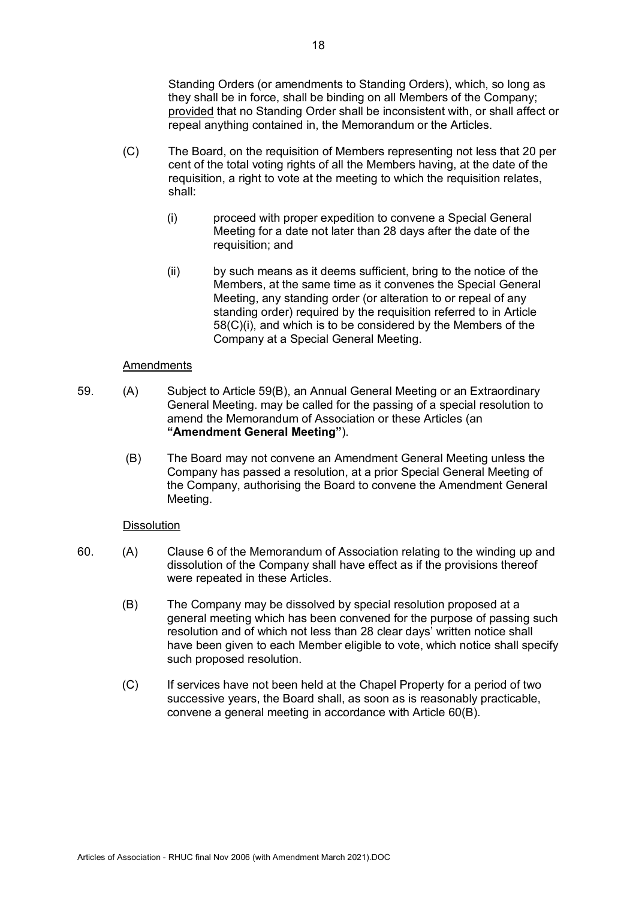Standing Orders (or amendments to Standing Orders), which, so long as they shall be in force, shall be binding on all Members of the Company; provided that no Standing Order shall be inconsistent with, or shall affect or repeal anything contained in, the Memorandum or the Articles.

(C) The Board, on the requisition of Members representing not less that 20 per cent of the total voting rights of all the Members having, at the date of the requisition, a right to vote at the meeting to which the requisition relates, shall:

(i) proceed with proper expedition to convene a Special General Meeting for a date not later than 28 days after the date of the requisition; and

(ii) by such means as it deems sufficient, bring to the notice of the Members, at the same time as it convenes the Special General Meeting, any standing order (or alteration to or repeal of any standing order) required by the requisition referred to in Article 58(C)(i), and which is to be considered by the Members of the Company at a Special General Meeting.

Amendments

59. (A) Subject to Article 59(B), an Annual General Meeting or an Extraordinary General Meeting. may be called for the passing of a special resolution to amend the Memorandum of Association or these Articles (an **"Amendment General Meeting"**).

(B) The Board may not convene an Amendment General Meeting unless the Company has passed a resolution, at a prior Special General Meeting of the Company, authorising the Board to convene the Amendment General Meeting.

Dissolution

60. (A) Clause 6 of the Memorandum of Association relating to the winding up and dissolution of the Company shall have effect as if the provisions thereof were repeated in these Articles.

(B) The Company may be dissolved by special resolution proposed at a general meeting which has been convened for the purpose of passing such resolution and of which not less than 28 clear days' written notice shall have been given to each Member eligible to vote, which notice shall specify such proposed resolution.

(C) If services have not been held at the Chapel Property for a period of two successive years, the Board shall, as soon as is reasonably practicable, convene a general meeting in accordance with Article 60(B).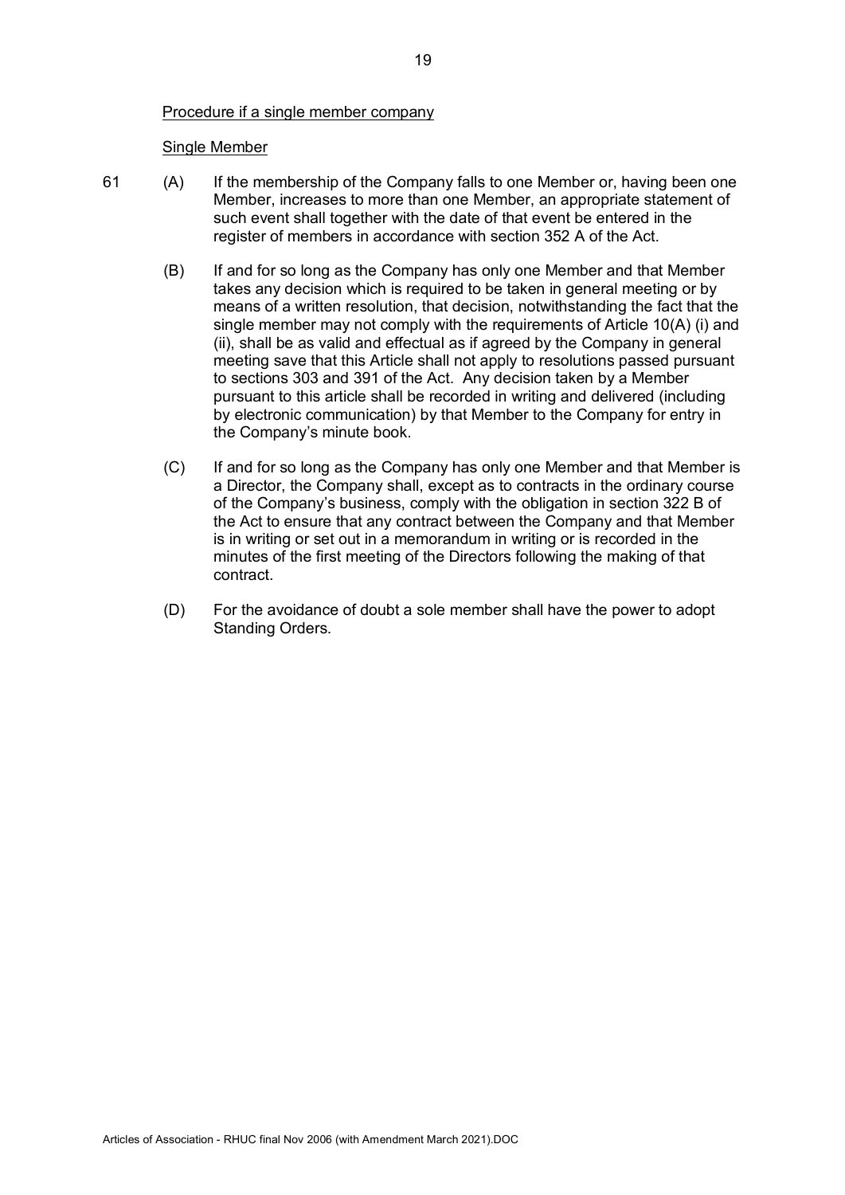Procedure if a single member company

Single Member

61 (A) If the membership of the Company falls to one Member or, having been one Member, increases to more than one Member, an appropriate statement of such event shall together with the date of that event be entered in the register of members in accordance with section 352 A of the Act.

(B) If and for so long as the Company has only one Member and that Member takes any decision which is required to be taken in general meeting or by means of a written resolution, that decision, notwithstanding the fact that the single member may not comply with the requirements of Article 10(A) (i) and (ii), shall be as valid and effectual as if agreed by the Company in general meeting save that this Article shall not apply to resolutions passed pursuant to sections 303 and 391 of the Act. Any decision taken by a Member pursuant to this article shall be recorded in writing and delivered (including by electronic communication) by that Member to the Company for entry in the Company's minute book.

(C) If and for so long as the Company has only one Member and that Member is a Director, the Company shall, except as to contracts in the ordinary course of the Company's business, comply with the obligation in section 322 B of the Act to ensure that any contract between the Company and that Member is in writing or set out in a memorandum in writing or is recorded in the minutes of the first meeting of the Directors following the making of that contract.

(D) For the avoidance of doubt a sole member shall have the power to adopt Standing Orders.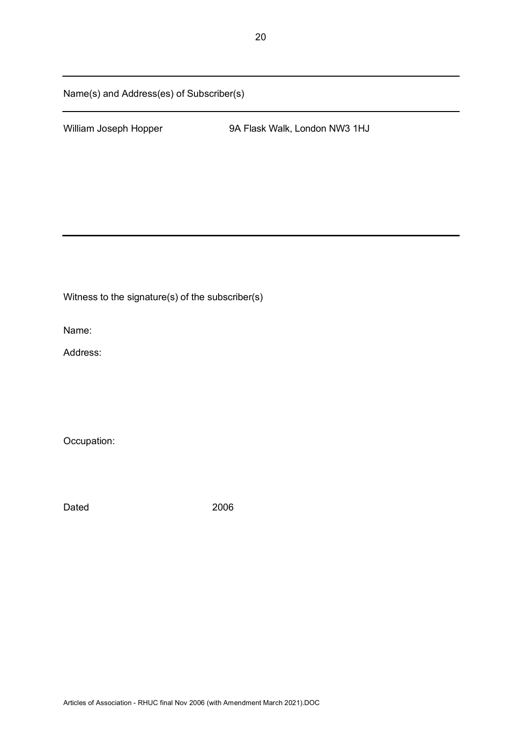Name(s) and Address(es) of Subscriber(s)

| | |
|---|---|
| William Joseph Hopper | 9A Flask Walk, London NW3 1HJ |

Witness to the signature(s) of the subscriber(s)

Name:

Address:

Occupation:

Dated 2006